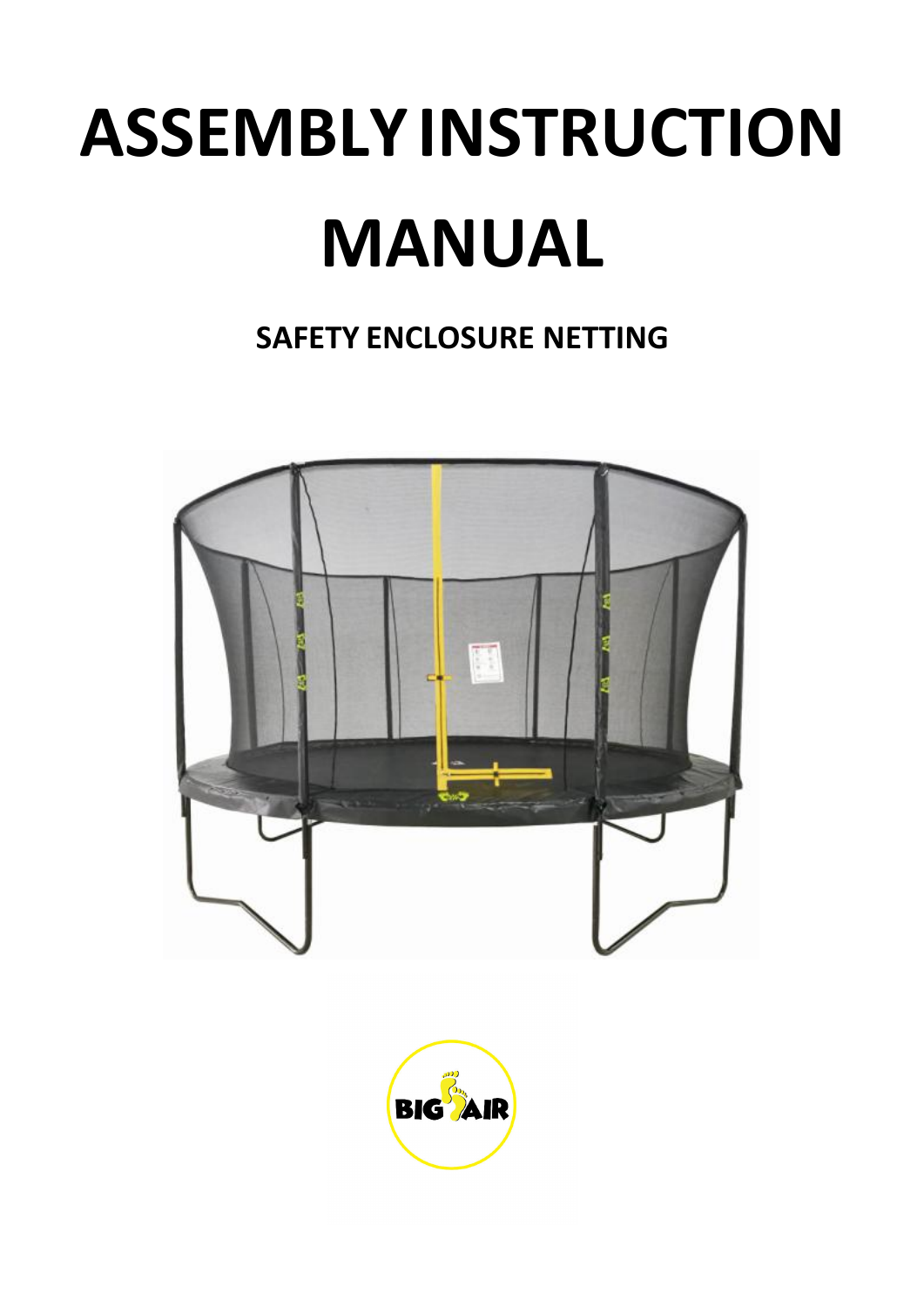# ASSEMBLY INSTRUCTION MANUAL

## SAFETY ENCLOSURE NETTING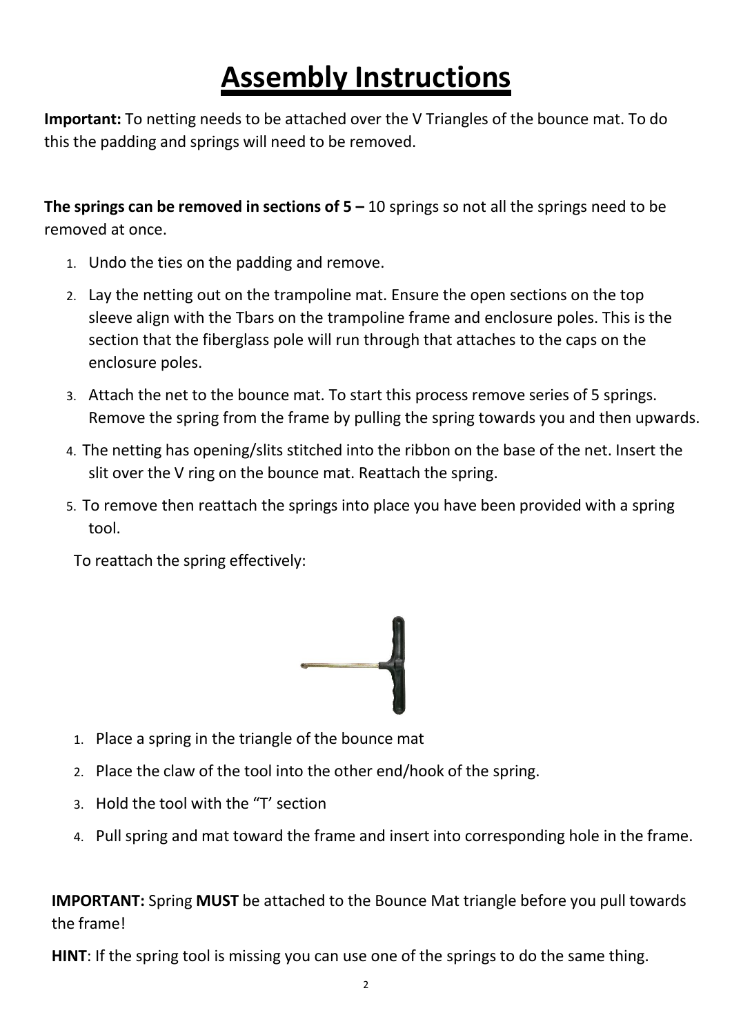# Assembly Instructions

**Important:** To netting needs to be attached over the V Triangles of the bounce mat. To do this the padding and springs will need to be removed.

**The springs can be removed in sections of 5 –** 10 springs so not all the springs need to be removed at once.

1. Undo the ties on the padding and remove.
2. Lay the netting out on the trampoline mat. Ensure the open sections on the top sleeve align with the Tbars on the trampoline frame and enclosure poles. This is the section that the fiberglass pole will run through that attaches to the caps on the enclosure poles.
3. Attach the net to the bounce mat. To start this process remove series of 5 springs. Remove the spring from the frame by pulling the spring towards you and then upwards.
4. The netting has opening/slits stitched into the ribbon on the base of the net. Insert the slit over the V ring on the bounce mat. Reattach the spring.
5. To remove then reattach the springs into place you have been provided with a spring tool.

To reattach the spring effectively:

1. Place a spring in the triangle of the bounce mat
2. Place the claw of the tool into the other end/hook of the spring.
3. Hold the tool with the "T' section
4. Pull spring and mat toward the frame and insert into corresponding hole in the frame.

**IMPORTANT:** Spring **MUST** be attached to the Bounce Mat triangle before you pull towards the frame!

**HINT**: If the spring tool is missing you can use one of the springs to do the same thing.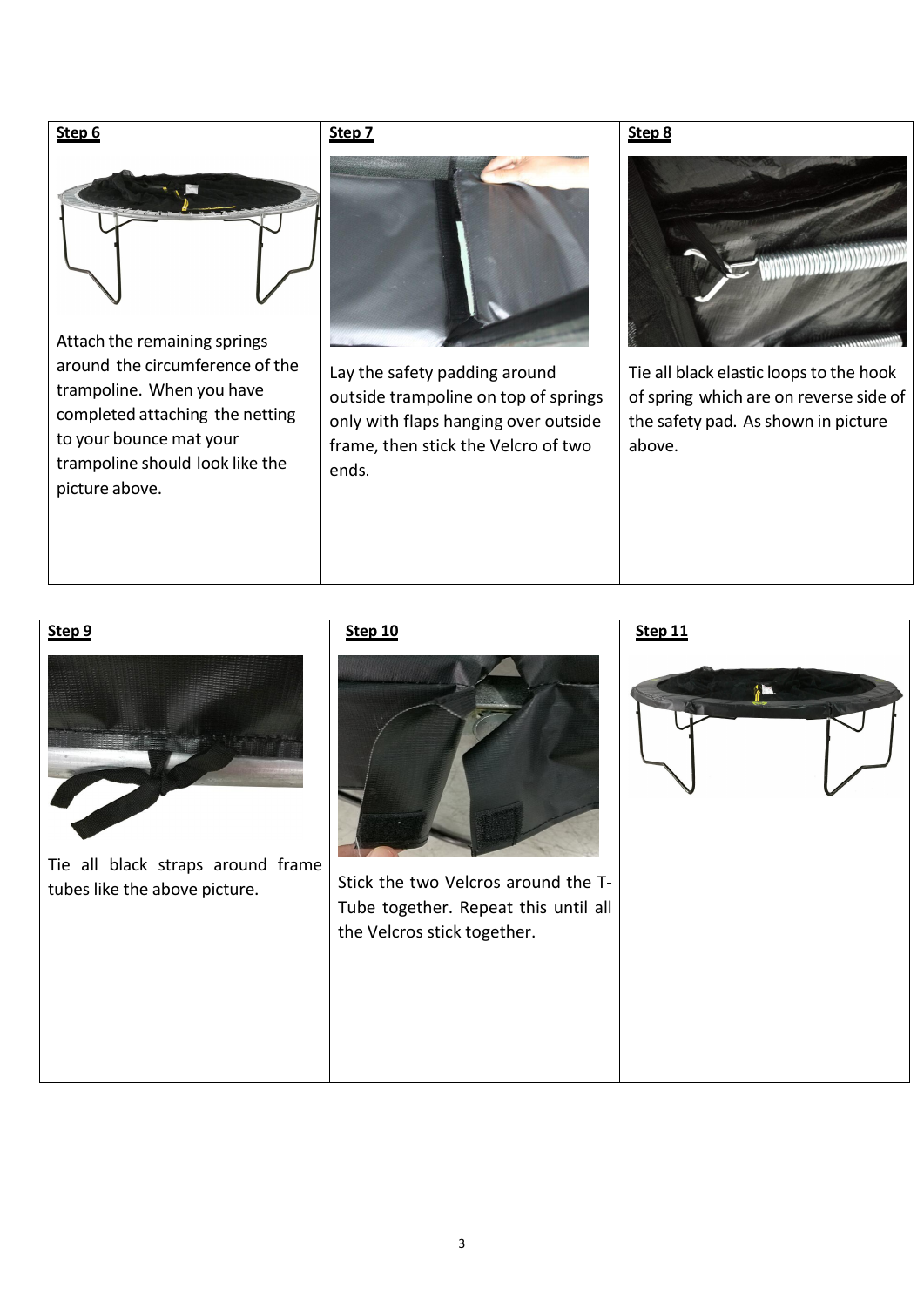**Step 6**

Attach the remaining springs around the circumference of the trampoline. When you have completed attaching the netting to your bounce mat your trampoline should look like the picture above.

**Step 7**

Lay the safety padding around outside trampoline on top of springs only with flaps hanging over outside frame, then stick the Velcro of two ends.

**Step 8**

Tie all black elastic loops to the hook of spring which are on reverse side of the safety pad. As shown in picture above.

**Step 9**

Tie all black straps around frame tubes like the above picture.

**Step 10**

Stick the two Velcros around the T-Tube together. Repeat this until all the Velcros stick together.

**Step 11**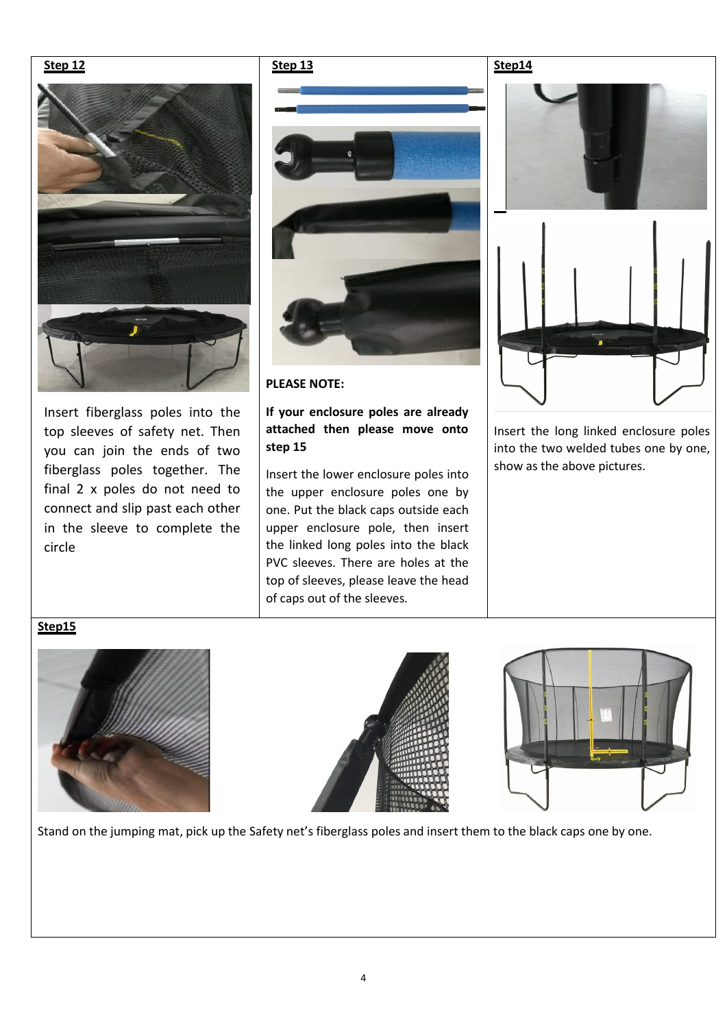## Step 12

Insert fiberglass poles into the top sleeves of safety net. Then you can join the ends of two fiberglass poles together. The final 2 x poles do not need to connect and slip past each other in the sleeve to complete the circle

## Step 13

**PLEASE NOTE:**

**If your enclosure poles are already attached then please move onto step 15**

Insert the lower enclosure poles into the upper enclosure poles one by one. Put the black caps outside each upper enclosure pole, then insert the linked long poles into the black PVC sleeves. There are holes at the top of sleeves, please leave the head of caps out of the sleeves.

## Step14

Insert the long linked enclosure poles into the two welded tubes one by one, show as the above pictures.

## Step15

Stand on the jumping mat, pick up the Safety net's fiberglass poles and insert them to the black caps one by one.